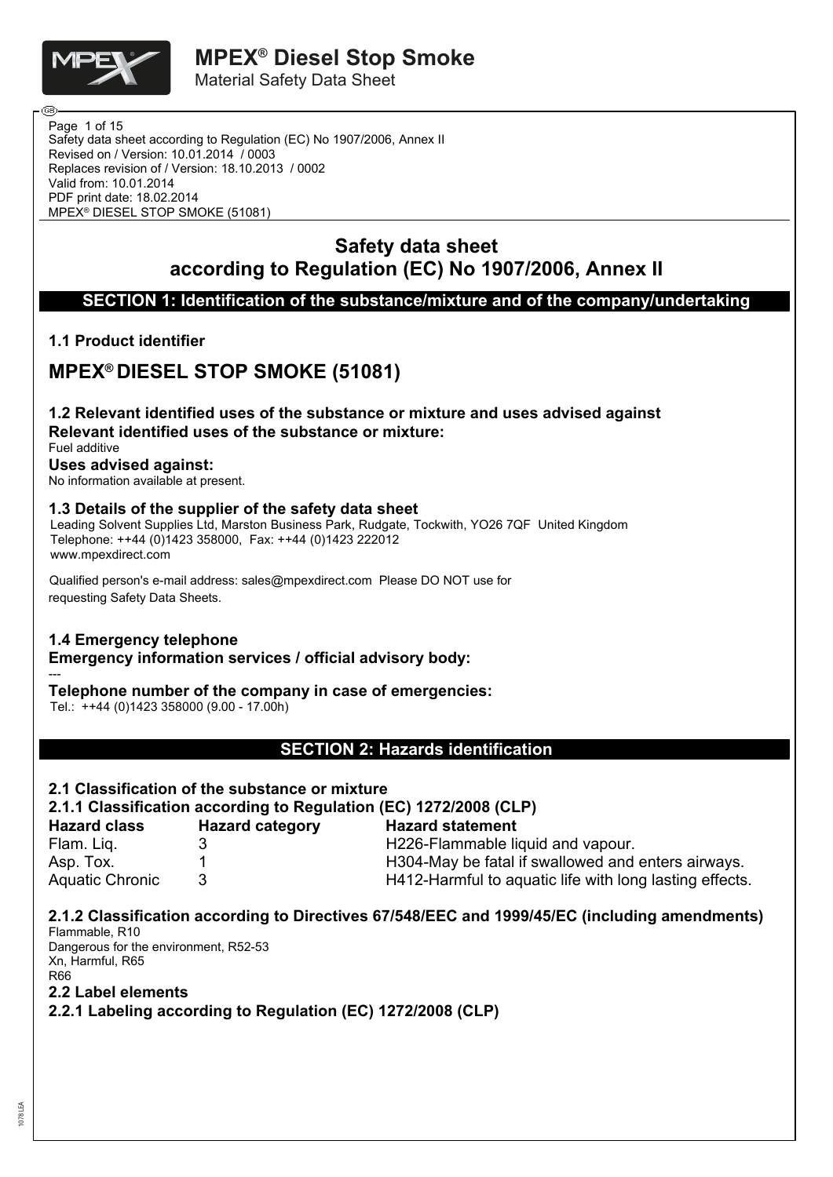Safety data sheet according to Regulation (EC) No 1907/2006, Annex II
Revised on / Version: 10.01.2014 / 0003
Replaces revision of / Version: 18.10.2013 / 0002
Valid from: 10.01.2014
PDF print date: 18.02.2014
MPEX® DIESEL STOP SMOKE (51081)

# Safety data sheet according to Regulation (EC) No 1907/2006, Annex II

## SECTION 1: Identification of the substance/mixture and of the company/undertaking

### 1.1 Product identifier

## MPEX® DIESEL STOP SMOKE (51081)

### 1.2 Relevant identified uses of the substance or mixture and uses advised against

**Relevant identified uses of the substance or mixture:**

Fuel additive

**Uses advised against:**

No information available at present.

### 1.3 Details of the supplier of the safety data sheet

Leading Solvent Supplies Ltd, Marston Business Park, Rudgate, Tockwith, YO26 7QF United Kingdom
Telephone: ++44 (0)1423 358000, Fax: ++44 (0)1423 222012
www.mpexdirect.com

Qualified person's e-mail address: sales@mpexdirect.com Please DO NOT use for requesting Safety Data Sheets.

### 1.4 Emergency telephone

**Emergency information services / official advisory body:**

---

**Telephone number of the company in case of emergencies:**

Tel.: ++44 (0)1423 358000 (9.00 - 17.00h)

## SECTION 2: Hazards identification

### 2.1 Classification of the substance or mixture

**2.1.1 Classification according to Regulation (EC) 1272/2008 (CLP)**

| Hazard class | Hazard category | Hazard statement |
|---|---|---|
| Flam. Liq. | 3 | H226-Flammable liquid and vapour. |
| Asp. Tox. | 1 | H304-May be fatal if swallowed and enters airways. |
| Aquatic Chronic | 3 | H412-Harmful to aquatic life with long lasting effects. |

**2.1.2 Classification according to Directives 67/548/EEC and 1999/45/EC (including amendments)**

Flammable, R10
Dangerous for the environment, R52-53
Xn, Harmful, R65
R66

### 2.2 Label elements

**2.2.1 Labeling according to Regulation (EC) 1272/2008 (CLP)**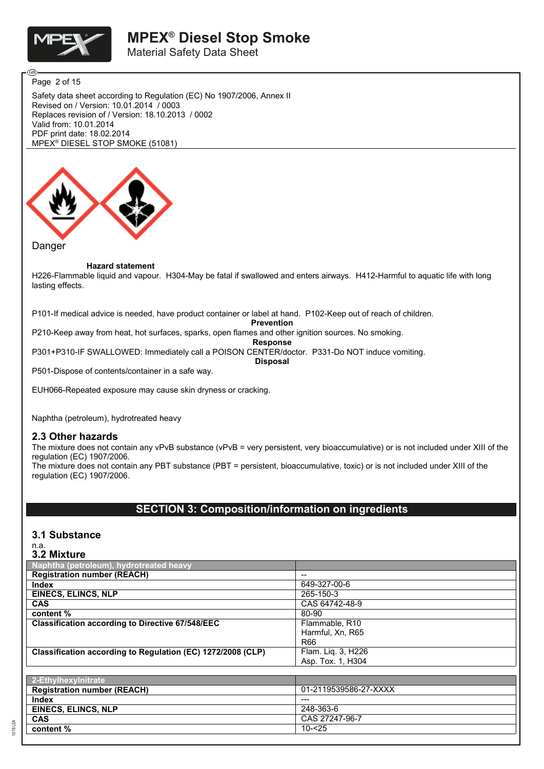Safety data sheet according to Regulation (EC) No 1907/2006, Annex II
Revised on / Version: 10.01.2014 / 0003
Replaces revision of / Version: 18.10.2013 / 0002
Valid from: 10.01.2014
PDF print date: 18.02.2014
MPEX® DIESEL STOP SMOKE (51081)

Danger

**Hazard statement**

H226-Flammable liquid and vapour. H304-May be fatal if swallowed and enters airways. H412-Harmful to aquatic life with long lasting effects.

P101-If medical advice is needed, have product container or label at hand. P102-Keep out of reach of children.

**Prevention**

P210-Keep away from heat, hot surfaces, sparks, open flames and other ignition sources. No smoking.

**Response**

P301+P310-IF SWALLOWED: Immediately call a POISON CENTER/doctor. P331-Do NOT induce vomiting.

**Disposal**

P501-Dispose of contents/container in a safe way.

EUH066-Repeated exposure may cause skin dryness or cracking.

Naphtha (petroleum), hydrotreated heavy

## 2.3 Other hazards

The mixture does not contain any vPvB substance (vPvB = very persistent, very bioaccumulative) or is not included under XIII of the regulation (EC) 1907/2006.
The mixture does not contain any PBT substance (PBT = persistent, bioaccumulative, toxic) or is not included under XIII of the regulation (EC) 1907/2006.

# SECTION 3: Composition/information on ingredients

## 3.1 Substance

n.a.

## 3.2 Mixture

| Naphtha (petroleum), hydrotreated heavy | |
| --- | --- |
| **Registration number (REACH)** | -- |
| **Index** | 649-327-00-6 |
| **EINECS, ELINCS, NLP** | 265-150-3 |
| **CAS** | CAS 64742-48-9 |
| **content %** | 80-90 |
| **Classification according to Directive 67/548/EEC** | Flammable, R10<br>Harmful, Xn, R65<br>R66 |
| **Classification according to Regulation (EC) 1272/2008 (CLP)** | Flam. Liq. 3, H226<br>Asp. Tox. 1, H304 |

| 2-Ethylhexylnitrate | |
| --- | --- |
| **Registration number (REACH)** | 01-2119539586-27-XXXX |
| **Index** | --- |
| **EINECS, ELINCS, NLP** | 248-363-6 |
| **CAS** | CAS 27247-96-7 |
| **content %** | 10-<25 |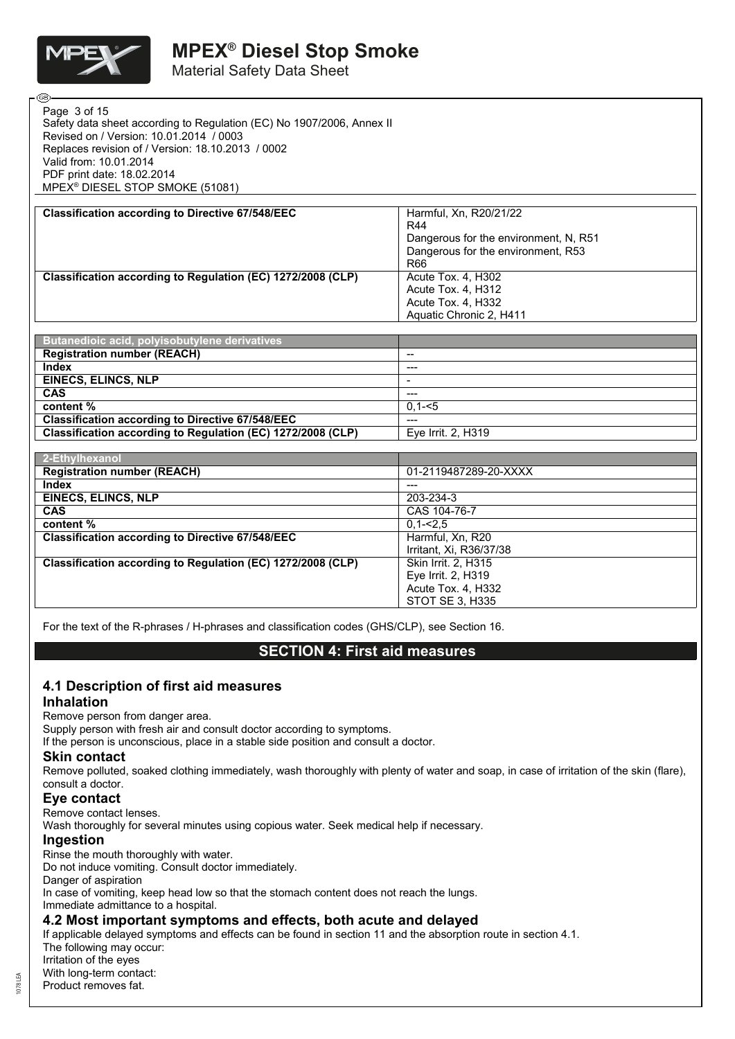| | |
|---|---|
| **Classification according to Directive 67/548/EEC** | Harmful, Xn, R20/21/22<br>R44<br>Dangerous for the environment, N, R51<br>Dangerous for the environment, R53<br>R66 |
| **Classification according to Regulation (EC) 1272/2008 (CLP)** | Acute Tox. 4, H302<br>Acute Tox. 4, H312<br>Acute Tox. 4, H332<br>Aquatic Chronic 2, H411 |

| **Butanedioic acid, polyisobutylene derivatives** | |
|---|---|
| **Registration number (REACH)** | -- |
| **Index** | --- |
| **EINECS, ELINCS, NLP** | - |
| **CAS** | --- |
| **content %** | 0,1-<5 |
| **Classification according to Directive 67/548/EEC** | --- |
| **Classification according to Regulation (EC) 1272/2008 (CLP)** | Eye Irrit. 2, H319 |

| **2-Ethylhexanol** | |
|---|---|
| **Registration number (REACH)** | 01-2119487289-20-XXXX |
| **Index** | --- |
| **EINECS, ELINCS, NLP** | 203-234-3 |
| **CAS** | CAS 104-76-7 |
| **content %** | 0,1-<2,5 |
| **Classification according to Directive 67/548/EEC** | Harmful, Xn, R20<br>Irritant, Xi, R36/37/38 |
| **Classification according to Regulation (EC) 1272/2008 (CLP)** | Skin Irrit. 2, H315<br>Eye Irrit. 2, H319<br>Acute Tox. 4, H332<br>STOT SE 3, H335 |

For the text of the R-phrases / H-phrases and classification codes (GHS/CLP), see Section 16.

## SECTION 4: First aid measures

### 4.1 Description of first aid measures

**Inhalation**

Remove person from danger area.
Supply person with fresh air and consult doctor according to symptoms.
If the person is unconscious, place in a stable side position and consult a doctor.

**Skin contact**

Remove polluted, soaked clothing immediately, wash thoroughly with plenty of water and soap, in case of irritation of the skin (flare), consult a doctor.

**Eye contact**

Remove contact lenses.
Wash thoroughly for several minutes using copious water. Seek medical help if necessary.

**Ingestion**

Rinse the mouth thoroughly with water.
Do not induce vomiting. Consult doctor immediately.
Danger of aspiration
In case of vomiting, keep head low so that the stomach content does not reach the lungs.
Immediate admittance to a hospital.

### 4.2 Most important symptoms and effects, both acute and delayed

If applicable delayed symptoms and effects can be found in section 11 and the absorption route in section 4.1.
The following may occur:
Irritation of the eyes
With long-term contact:
Product removes fat.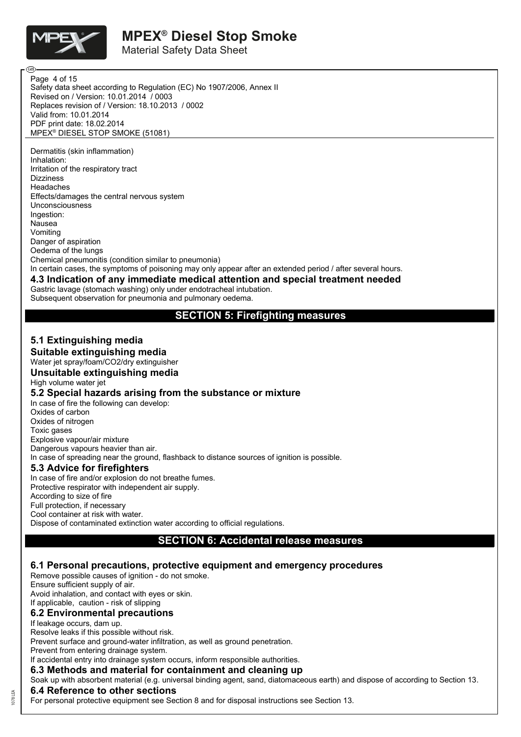Dermatitis (skin inflammation)
Inhalation:
Irritation of the respiratory tract
Dizziness
Headaches
Effects/damages the central nervous system
Unconsciousness
Ingestion:
Nausea
Vomiting
Danger of aspiration
Oedema of the lungs
Chemical pneumonitis (condition similar to pneumonia)
In certain cases, the symptoms of poisoning may only appear after an extended period / after several hours.

### 4.3 Indication of any immediate medical attention and special treatment needed

Gastric lavage (stomach washing) only under endotracheal intubation.
Subsequent observation for pneumonia and pulmonary oedema.

## SECTION 5: Firefighting measures

### 5.1 Extinguishing media

**Suitable extinguishing media**

Water jet spray/foam/CO2/dry extinguisher

**Unsuitable extinguishing media**

High volume water jet

### 5.2 Special hazards arising from the substance or mixture

In case of fire the following can develop:
Oxides of carbon
Oxides of nitrogen
Toxic gases
Explosive vapour/air mixture
Dangerous vapours heavier than air.
In case of spreading near the ground, flashback to distance sources of ignition is possible.

### 5.3 Advice for firefighters

In case of fire and/or explosion do not breathe fumes.
Protective respirator with independent air supply.
According to size of fire
Full protection, if necessary
Cool container at risk with water.
Dispose of contaminated extinction water according to official regulations.

## SECTION 6: Accidental release measures

### 6.1 Personal precautions, protective equipment and emergency procedures

Remove possible causes of ignition - do not smoke.
Ensure sufficient supply of air.
Avoid inhalation, and contact with eyes or skin.
If applicable, caution - risk of slipping

### 6.2 Environmental precautions

If leakage occurs, dam up.
Resolve leaks if this possible without risk.
Prevent surface and ground-water infiltration, as well as ground penetration.
Prevent from entering drainage system.
If accidental entry into drainage system occurs, inform responsible authorities.

### 6.3 Methods and material for containment and cleaning up

Soak up with absorbent material (e.g. universal binding agent, sand, diatomaceous earth) and dispose of according to Section 13.

### 6.4 Reference to other sections

For personal protective equipment see Section 8 and for disposal instructions see Section 13.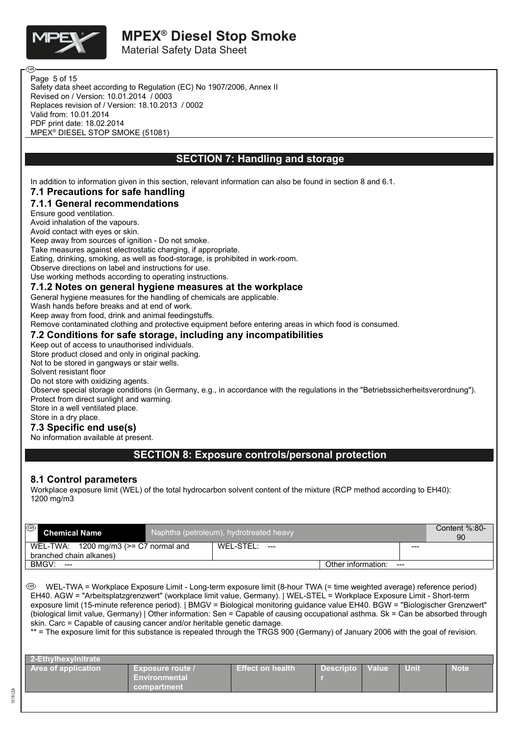Safety data sheet according to Regulation (EC) No 1907/2006, Annex II
Revised on / Version: 10.01.2014 / 0003
Replaces revision of / Version: 18.10.2013 / 0002
Valid from: 10.01.2014
PDF print date: 18.02.2014
MPEX® DIESEL STOP SMOKE (51081)

## SECTION 7: Handling and storage

In addition to information given in this section, relevant information can also be found in section 8 and 6.1.

### 7.1 Precautions for safe handling

#### 7.1.1 General recommendations

Ensure good ventilation.
Avoid inhalation of the vapours.
Avoid contact with eyes or skin.
Keep away from sources of ignition - Do not smoke.
Take measures against electrostatic charging, if appropriate.
Eating, drinking, smoking, as well as food-storage, is prohibited in work-room.
Observe directions on label and instructions for use.
Use working methods according to operating instructions.

#### 7.1.2 Notes on general hygiene measures at the workplace

General hygiene measures for the handling of chemicals are applicable.
Wash hands before breaks and at end of work.
Keep away from food, drink and animal feedingstuffs.
Remove contaminated clothing and protective equipment before entering areas in which food is consumed.

### 7.2 Conditions for safe storage, including any incompatibilities

Keep out of access to unauthorised individuals.
Store product closed and only in original packing.
Not to be stored in gangways or stair wells.
Solvent resistant floor
Do not store with oxidizing agents.
Observe special storage conditions (in Germany, e.g., in accordance with the regulations in the "Betriebssicherheitsverordnung").
Protect from direct sunlight and warming.
Store in a well ventilated place.
Store in a dry place.

### 7.3 Specific end use(s)

No information available at present.

## SECTION 8: Exposure controls/personal protection

### 8.1 Control parameters

Workplace exposure limit (WEL) of the total hydrocarbon solvent content of the mixture (RCP method according to EH40): 1200 mg/m3

| Chemical Name | Naphtha (petroleum), hydrotreated heavy | | Content %:80-90 |
|---|---|---|---|
| WEL-TWA: 1200 mg/m3 (>= C7 normal and branched chain alkanes) | WEL-STEL: --- | --- | |
| BMGV: --- | | Other information: --- | |

WEL-TWA = Workplace Exposure Limit - Long-term exposure limit (8-hour TWA (= time weighted average) reference period) EH40. AGW = "Arbeitsplatzgrenzwert" (workplace limit value, Germany). | WEL-STEL = Workplace Exposure Limit - Short-term exposure limit (15-minute reference period). | BMGV = Biological monitoring guidance value EH40. BGW = "Biologischer Grenzwert" (biological limit value, Germany) | Other information: Sen = Capable of causing occupational asthma. Sk = Can be absorbed through skin. Carc = Capable of causing cancer and/or heritable genetic damage.
** = The exposure limit for this substance is repealed through the TRGS 900 (Germany) of January 2006 with the goal of revision.

| 2-Ethylhexylnitrate | | | | | | |
|---|---|---|---|---|---|---|
| Area of application | Exposure route / Environmental compartment | Effect on health | Descriptor | Value | Unit | Note |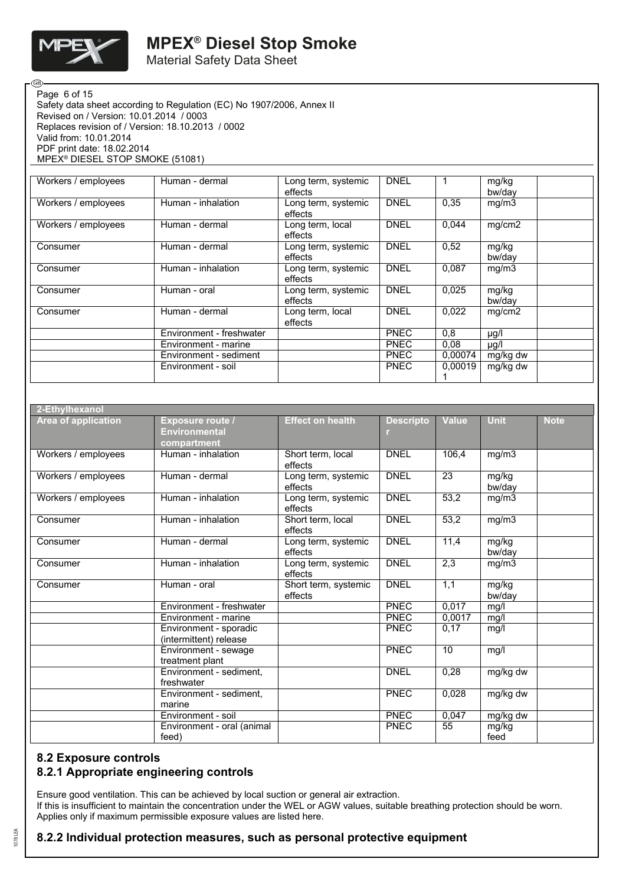Safety data sheet according to Regulation (EC) No 1907/2006, Annex II
Revised on / Version: 10.01.2014 / 0003
Replaces revision of / Version: 18.10.2013 / 0002
Valid from: 10.01.2014
PDF print date: 18.02.2014
MPEX® DIESEL STOP SMOKE (51081)

| | | | | | | |
|---|---|---|---|---|---|---|
| Workers / employees | Human - dermal | Long term, systemic effects | DNEL | 1 | mg/kg bw/day | |
| Workers / employees | Human - inhalation | Long term, systemic effects | DNEL | 0,35 | mg/m3 | |
| Workers / employees | Human - dermal | Long term, local effects | DNEL | 0,044 | mg/cm2 | |
| Consumer | Human - dermal | Long term, systemic effects | DNEL | 0,52 | mg/kg bw/day | |
| Consumer | Human - inhalation | Long term, systemic effects | DNEL | 0,087 | mg/m3 | |
| Consumer | Human - oral | Long term, systemic effects | DNEL | 0,025 | mg/kg bw/day | |
| Consumer | Human - dermal | Long term, local effects | DNEL | 0,022 | mg/cm2 | |
| | Environment - freshwater | | PNEC | 0,8 | µg/l | |
| | Environment - marine | | PNEC | 0,08 | µg/l | |
| | Environment - sediment | | PNEC | 0,00074 | mg/kg dw | |
| | Environment - soil | | PNEC | 0,000191 | mg/kg dw | |

**2-Ethylhexanol**

| Area of application | Exposure route / Environmental compartment | Effect on health | Descriptor | Value | Unit | Note |
|---|---|---|---|---|---|---|
| Workers / employees | Human - inhalation | Short term, local effects | DNEL | 106,4 | mg/m3 | |
| Workers / employees | Human - dermal | Long term, systemic effects | DNEL | 23 | mg/kg bw/day | |
| Workers / employees | Human - inhalation | Long term, systemic effects | DNEL | 53,2 | mg/m3 | |
| Consumer | Human - inhalation | Short term, local effects | DNEL | 53,2 | mg/m3 | |
| Consumer | Human - dermal | Long term, systemic effects | DNEL | 11,4 | mg/kg bw/day | |
| Consumer | Human - inhalation | Long term, systemic effects | DNEL | 2,3 | mg/m3 | |
| Consumer | Human - oral | Short term, systemic effects | DNEL | 1,1 | mg/kg bw/day | |
| | Environment - freshwater | | PNEC | 0,017 | mg/l | |
| | Environment - marine | | PNEC | 0,0017 | mg/l | |
| | Environment - sporadic (intermittent) release | | PNEC | 0,17 | mg/l | |
| | Environment - sewage treatment plant | | PNEC | 10 | mg/l | |
| | Environment - sediment, freshwater | | DNEL | 0,28 | mg/kg dw | |
| | Environment - sediment, marine | | PNEC | 0,028 | mg/kg dw | |
| | Environment - soil | | PNEC | 0,047 | mg/kg dw | |
| | Environment - oral (animal feed) | | PNEC | 55 | mg/kg feed | |

## 8.2 Exposure controls

### 8.2.1 Appropriate engineering controls

Ensure good ventilation. This can be achieved by local suction or general air extraction.
If this is insufficient to maintain the concentration under the WEL or AGW values, suitable breathing protection should be worn.
Applies only if maximum permissible exposure values are listed here.

### 8.2.2 Individual protection measures, such as personal protective equipment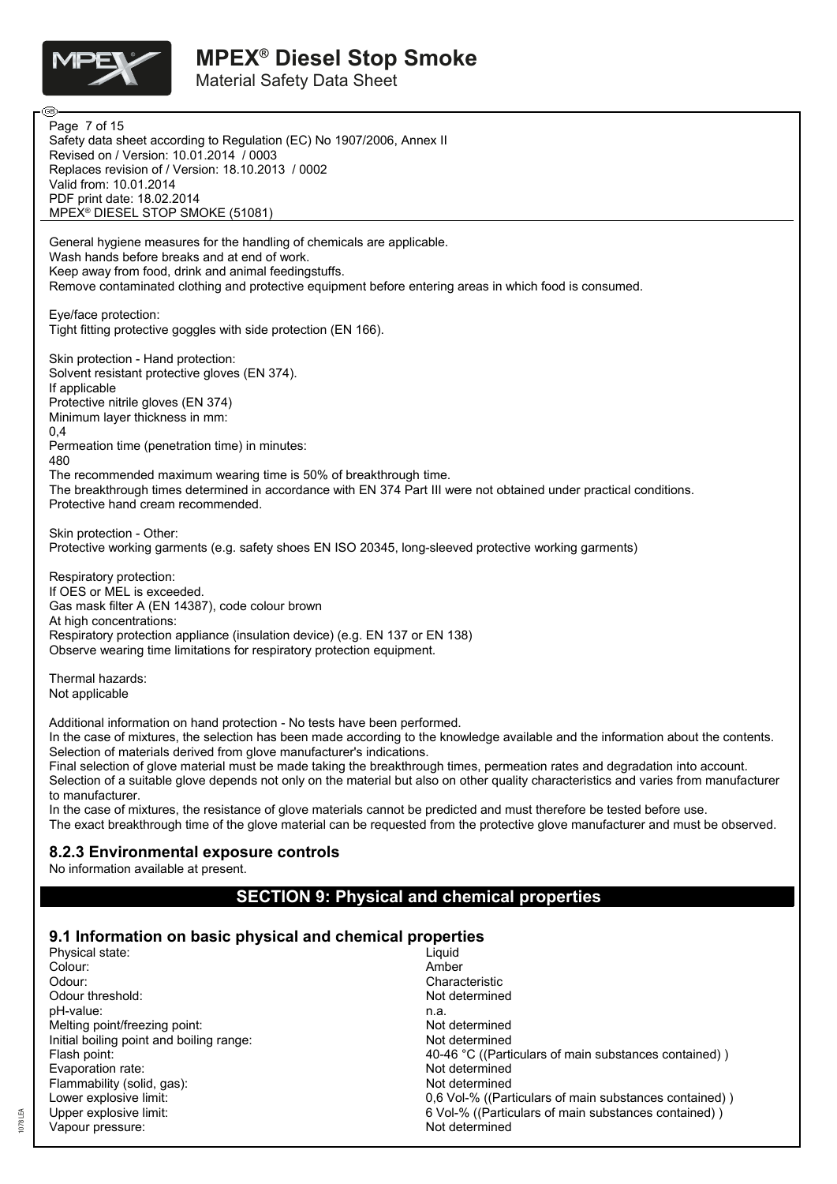General hygiene measures for the handling of chemicals are applicable.
Wash hands before breaks and at end of work.
Keep away from food, drink and animal feedingstuffs.
Remove contaminated clothing and protective equipment before entering areas in which food is consumed.

Eye/face protection:
Tight fitting protective goggles with side protection (EN 166).

Skin protection - Hand protection:
Solvent resistant protective gloves (EN 374).
If applicable
Protective nitrile gloves (EN 374)
Minimum layer thickness in mm:
0,4
Permeation time (penetration time) in minutes:
480
The recommended maximum wearing time is 50% of breakthrough time.
The breakthrough times determined in accordance with EN 374 Part III were not obtained under practical conditions.
Protective hand cream recommended.

Skin protection - Other:
Protective working garments (e.g. safety shoes EN ISO 20345, long-sleeved protective working garments)

Respiratory protection:
If OES or MEL is exceeded.
Gas mask filter A (EN 14387), code colour brown
At high concentrations:
Respiratory protection appliance (insulation device) (e.g. EN 137 or EN 138)
Observe wearing time limitations for respiratory protection equipment.

Thermal hazards:
Not applicable

Additional information on hand protection - No tests have been performed.
In the case of mixtures, the selection has been made according to the knowledge available and the information about the contents.
Selection of materials derived from glove manufacturer's indications.
Final selection of glove material must be made taking the breakthrough times, permeation rates and degradation into account.
Selection of a suitable glove depends not only on the material but also on other quality characteristics and varies from manufacturer to manufacturer.
In the case of mixtures, the resistance of glove materials cannot be predicted and must therefore be tested before use.
The exact breakthrough time of the glove material can be requested from the protective glove manufacturer and must be observed.

### 8.2.3 Environmental exposure controls

No information available at present.

## SECTION 9: Physical and chemical properties

### 9.1 Information on basic physical and chemical properties

| | |
|---|---|
| Physical state: | Liquid |
| Colour: | Amber |
| Odour: | Characteristic |
| Odour threshold: | Not determined |
| pH-value: | n.a. |
| Melting point/freezing point: | Not determined |
| Initial boiling point and boiling range: | Not determined |
| Flash point: | 40-46 °C ((Particulars of main substances contained) ) |
| Evaporation rate: | Not determined |
| Flammability (solid, gas): | Not determined |
| Lower explosive limit: | 0,6 Vol-% ((Particulars of main substances contained) ) |
| Upper explosive limit: | 6 Vol-% ((Particulars of main substances contained) ) |
| Vapour pressure: | Not determined |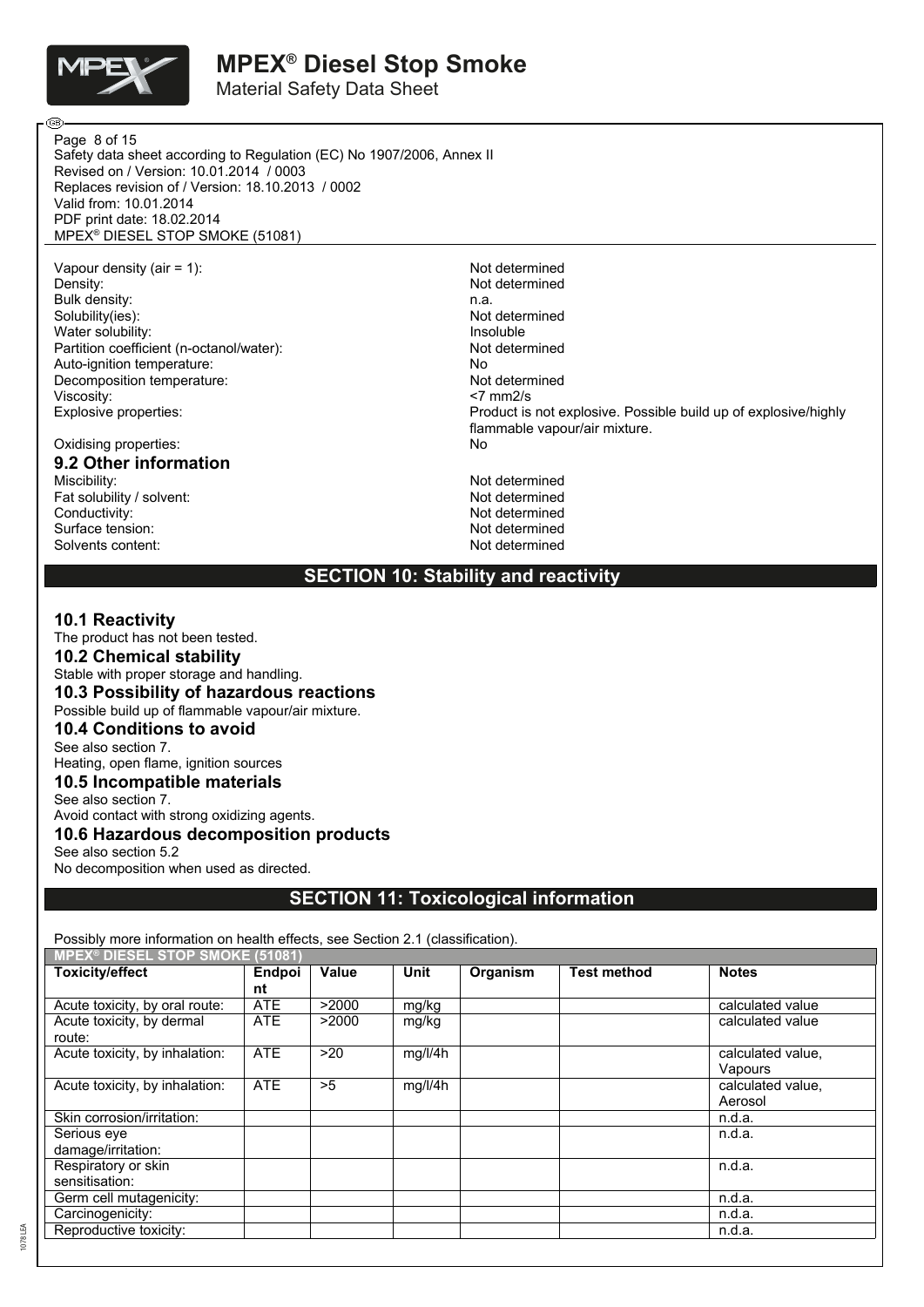| | |
|---|---|
| Vapour density (air = 1): | Not determined |
| Density: | Not determined |
| Bulk density: | n.a. |
| Solubility(ies): | Not determined |
| Water solubility: | Insoluble |
| Partition coefficient (n-octanol/water): | Not determined |
| Auto-ignition temperature: | No |
| Decomposition temperature: | Not determined |
| Viscosity: | <7 mm2/s |
| Explosive properties: | Product is not explosive. Possible build up of explosive/highly flammable vapour/air mixture. |
| Oxidising properties: | No |

## 9.2 Other information

| | |
|---|---|
| Miscibility: | Not determined |
| Fat solubility / solvent: | Not determined |
| Conductivity: | Not determined |
| Surface tension: | Not determined |
| Solvents content: | Not determined |

# SECTION 10: Stability and reactivity

## 10.1 Reactivity

The product has not been tested.

## 10.2 Chemical stability

Stable with proper storage and handling.

## 10.3 Possibility of hazardous reactions

Possible build up of flammable vapour/air mixture.

## 10.4 Conditions to avoid

See also section 7.
Heating, open flame, ignition sources

## 10.5 Incompatible materials

See also section 7.
Avoid contact with strong oxidizing agents.

## 10.6 Hazardous decomposition products

See also section 5.2
No decomposition when used as directed.

# SECTION 11: Toxicological information

Possibly more information on health effects, see Section 2.1 (classification).

| MPEX® DIESEL STOP SMOKE (51081) | | | | | | |
|---|---|---|---|---|---|---|
| **Toxicity/effect** | **Endpoint** | **Value** | **Unit** | **Organism** | **Test method** | **Notes** |
| Acute toxicity, by oral route: | ATE | >2000 | mg/kg | | | calculated value |
| Acute toxicity, by dermal route: | ATE | >2000 | mg/kg | | | calculated value |
| Acute toxicity, by inhalation: | ATE | >20 | mg/l/4h | | | calculated value, Vapours |
| Acute toxicity, by inhalation: | ATE | >5 | mg/l/4h | | | calculated value, Aerosol |
| Skin corrosion/irritation: | | | | | | n.d.a. |
| Serious eye damage/irritation: | | | | | | n.d.a. |
| Respiratory or skin sensitisation: | | | | | | n.d.a. |
| Germ cell mutagenicity: | | | | | | n.d.a. |
| Carcinogenicity: | | | | | | n.d.a. |
| Reproductive toxicity: | | | | | | n.d.a. |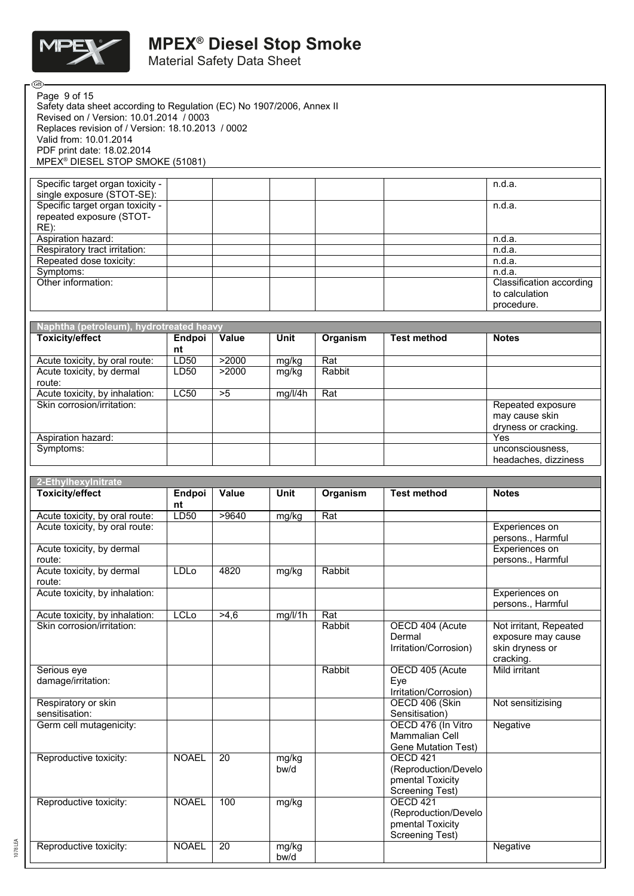| | | | | | | |
|---|---|---|---|---|---|---|
| Specific target organ toxicity - single exposure (STOT-SE): | | | | | | n.d.a. |
| Specific target organ toxicity - repeated exposure (STOT-RE): | | | | | | n.d.a. |
| Aspiration hazard: | | | | | | n.d.a. |
| Respiratory tract irritation: | | | | | | n.d.a. |
| Repeated dose toxicity: | | | | | | n.d.a. |
| Symptoms: | | | | | | n.d.a. |
| Other information: | | | | | | Classification according to calculation procedure. |

| Naphtha (petroleum), hydrotreated heavy | | | | | | |
|---|---|---|---|---|---|---|
| **Toxicity/effect** | **Endpoint** | **Value** | **Unit** | **Organism** | **Test method** | **Notes** |
| Acute toxicity, by oral route: | LD50 | >2000 | mg/kg | Rat | | |
| Acute toxicity, by dermal route: | LD50 | >2000 | mg/kg | Rabbit | | |
| Acute toxicity, by inhalation: | LC50 | >5 | mg/l/4h | Rat | | |
| Skin corrosion/irritation: | | | | | | Repeated exposure may cause skin dryness or cracking. |
| Aspiration hazard: | | | | | | Yes |
| Symptoms: | | | | | | unconsciousness, headaches, dizziness |

| 2-Ethylhexylnitrate | | | | | | |
|---|---|---|---|---|---|---|
| **Toxicity/effect** | **Endpoint** | **Value** | **Unit** | **Organism** | **Test method** | **Notes** |
| Acute toxicity, by oral route: | LD50 | >9640 | mg/kg | Rat | | |
| Acute toxicity, by oral route: | | | | | | Experiences on persons., Harmful |
| Acute toxicity, by dermal route: | | | | | | Experiences on persons., Harmful |
| Acute toxicity, by dermal route: | LDLo | 4820 | mg/kg | Rabbit | | |
| Acute toxicity, by inhalation: | | | | | | Experiences on persons., Harmful |
| Acute toxicity, by inhalation: | LCLo | >4,6 | mg/l/1h | Rat | | |
| Skin corrosion/irritation: | | | | Rabbit | OECD 404 (Acute Dermal Irritation/Corrosion) | Not irritant, Repeated exposure may cause skin dryness or cracking. |
| Serious eye damage/irritation: | | | | Rabbit | OECD 405 (Acute Eye Irritation/Corrosion) | Mild irritant |
| Respiratory or skin sensitisation: | | | | | OECD 406 (Skin Sensitisation) | Not sensitizising |
| Germ cell mutagenicity: | | | | | OECD 476 (In Vitro Mammalian Cell Gene Mutation Test) | Negative |
| Reproductive toxicity: | NOAEL | 20 | mg/kg bw/d | | OECD 421 (Reproduction/Developmental Toxicity Screening Test) | |
| Reproductive toxicity: | NOAEL | 100 | mg/kg | | OECD 421 (Reproduction/Developmental Toxicity Screening Test) | |
| Reproductive toxicity: | NOAEL | 20 | mg/kg bw/d | | | Negative |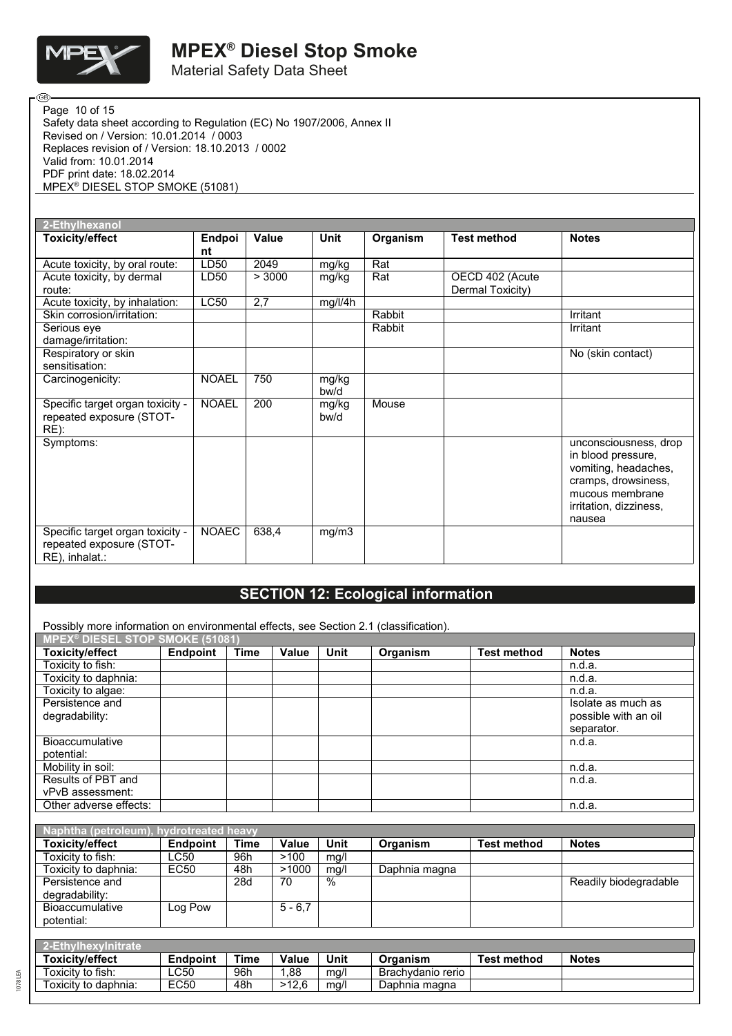Safety data sheet according to Regulation (EC) No 1907/2006, Annex II
Revised on / Version: 10.01.2014 / 0003
Replaces revision of / Version: 18.10.2013 / 0002
Valid from: 10.01.2014
PDF print date: 18.02.2014
MPEX® DIESEL STOP SMOKE (51081)

| 2-Ethylhexanol | | | | | | |
|---|---|---|---|---|---|---|
| **Toxicity/effect** | **Endpoint** | **Value** | **Unit** | **Organism** | **Test method** | **Notes** |
| Acute toxicity, by oral route: | LD50 | 2049 | mg/kg | Rat | | |
| Acute toxicity, by dermal route: | LD50 | > 3000 | mg/kg | Rat | OECD 402 (Acute Dermal Toxicity) | |
| Acute toxicity, by inhalation: | LC50 | 2,7 | mg/l/4h | | | |
| Skin corrosion/irritation: | | | | Rabbit | | Irritant |
| Serious eye damage/irritation: | | | | Rabbit | | Irritant |
| Respiratory or skin sensitisation: | | | | | | No (skin contact) |
| Carcinogenicity: | NOAEL | 750 | mg/kg bw/d | | | |
| Specific target organ toxicity - repeated exposure (STOT-RE): | NOAEL | 200 | mg/kg bw/d | Mouse | | |
| Symptoms: | | | | | | unconsciousness, drop in blood pressure, vomiting, headaches, cramps, drowsiness, mucous membrane irritation, dizziness, nausea |
| Specific target organ toxicity - repeated exposure (STOT-RE), inhalat.: | NOAEC | 638,4 | mg/m3 | | | |

## SECTION 12: Ecological information

Possibly more information on environmental effects, see Section 2.1 (classification).

| MPEX® DIESEL STOP SMOKE (51081) | | | | | | | |
|---|---|---|---|---|---|---|---|
| **Toxicity/effect** | **Endpoint** | **Time** | **Value** | **Unit** | **Organism** | **Test method** | **Notes** |
| Toxicity to fish: | | | | | | | n.d.a. |
| Toxicity to daphnia: | | | | | | | n.d.a. |
| Toxicity to algae: | | | | | | | n.d.a. |
| Persistence and degradability: | | | | | | | Isolate as much as possible with an oil separator. |
| Bioaccumulative potential: | | | | | | | n.d.a. |
| Mobility in soil: | | | | | | | n.d.a. |
| Results of PBT and vPvB assessment: | | | | | | | n.d.a. |
| Other adverse effects: | | | | | | | n.d.a. |

| Naphtha (petroleum), hydrotreated heavy | | | | | | | |
|---|---|---|---|---|---|---|---|
| **Toxicity/effect** | **Endpoint** | **Time** | **Value** | **Unit** | **Organism** | **Test method** | **Notes** |
| Toxicity to fish: | LC50 | 96h | >100 | mg/l | | | |
| Toxicity to daphnia: | EC50 | 48h | >1000 | mg/l | Daphnia magna | | |
| Persistence and degradability: | | 28d | 70 | % | | | Readily biodegradable |
| Bioaccumulative potential: | Log Pow | | 5 - 6,7 | | | | |

| 2-Ethylhexylnitrate | | | | | | | |
|---|---|---|---|---|---|---|---|
| **Toxicity/effect** | **Endpoint** | **Time** | **Value** | **Unit** | **Organism** | **Test method** | **Notes** |
| Toxicity to fish: | LC50 | 96h | 1,88 | mg/l | Brachydanio rerio | | |
| Toxicity to daphnia: | EC50 | 48h | >12,6 | mg/l | Daphnia magna | | |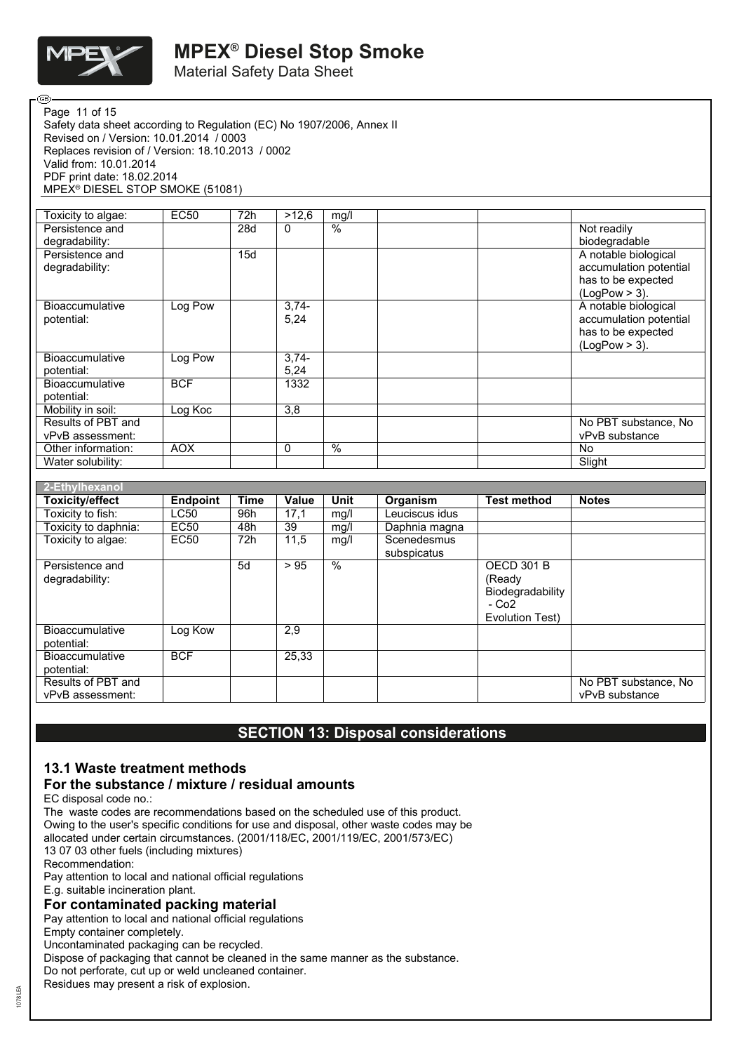| Toxicity/effect | Endpoint | Time | Value | Unit | Organism | Test method | Notes |
|---|---|---|---|---|---|---|---|
| Toxicity to algae: | EC50 | 72h | >12,6 | mg/l | | | |
| Persistence and degradability: | | 28d | 0 | % | | | Not readily biodegradable |
| Persistence and degradability: | | 15d | | | | | A notable biological accumulation potential has to be expected (LogPow > 3). |
| Bioaccumulative potential: | Log Pow | | 3,74-5,24 | | | | A notable biological accumulation potential has to be expected (LogPow > 3). |
| Bioaccumulative potential: | Log Pow | | 3,74-5,24 | | | | |
| Bioaccumulative potential: | BCF | | 1332 | | | | |
| Mobility in soil: | Log Koc | | 3,8 | | | | |
| Results of PBT and vPvB assessment: | | | | | | | No PBT substance, No vPvB substance |
| Other information: | AOX | | 0 | % | | | No |
| Water solubility: | | | | | | | Slight |

| 2-Ethylhexanol | | | | | | | |
|---|---|---|---|---|---|---|---|
| **Toxicity/effect** | **Endpoint** | **Time** | **Value** | **Unit** | **Organism** | **Test method** | **Notes** |
| Toxicity to fish: | LC50 | 96h | 17,1 | mg/l | Leuciscus idus | | |
| Toxicity to daphnia: | EC50 | 48h | 39 | mg/l | Daphnia magna | | |
| Toxicity to algae: | EC50 | 72h | 11,5 | mg/l | Scenedesmus subspicatus | | |
| Persistence and degradability: | | 5d | > 95 | % | | OECD 301 B (Ready Biodegradability - Co2 Evolution Test) | |
| Bioaccumulative potential: | Log Kow | | 2,9 | | | | |
| Bioaccumulative potential: | BCF | | 25,33 | | | | |
| Results of PBT and vPvB assessment: | | | | | | | No PBT substance, No vPvB substance |

## SECTION 13: Disposal considerations

### 13.1 Waste treatment methods

### For the substance / mixture / residual amounts

EC disposal code no.:

The waste codes are recommendations based on the scheduled use of this product. Owing to the user's specific conditions for use and disposal, other waste codes may be allocated under certain circumstances. (2001/118/EC, 2001/119/EC, 2001/573/EC)

13 07 03 other fuels (including mixtures)

Recommendation:

Pay attention to local and national official regulations

E.g. suitable incineration plant.

### For contaminated packing material

Pay attention to local and national official regulations

Empty container completely.

Uncontaminated packaging can be recycled.

Dispose of packaging that cannot be cleaned in the same manner as the substance.

Do not perforate, cut up or weld uncleaned container.

Residues may present a risk of explosion.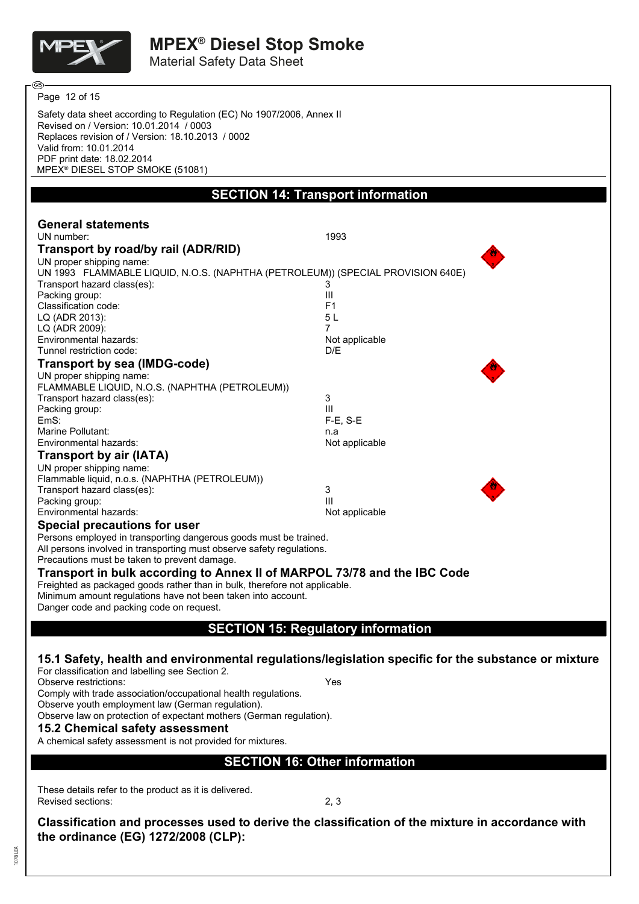Safety data sheet according to Regulation (EC) No 1907/2006, Annex II
Revised on / Version: 10.01.2014 / 0003
Replaces revision of / Version: 18.10.2013 / 0002
Valid from: 10.01.2014
PDF print date: 18.02.2014
MPEX® DIESEL STOP SMOKE (51081)

## SECTION 14: Transport information

### General statements

UN number: 1993

### Transport by road/by rail (ADR/RID)

UN proper shipping name:
UN 1993 FLAMMABLE LIQUID, N.O.S. (NAPHTHA (PETROLEUM)) (SPECIAL PROVISION 640E)

| | |
|---|---|
| Transport hazard class(es): | 3 |
| Packing group: | III |
| Classification code: | F1 |
| LQ (ADR 2013): | 5 L |
| LQ (ADR 2009): | 7 |
| Environmental hazards: | Not applicable |
| Tunnel restriction code: | D/E |

### Transport by sea (IMDG-code)

UN proper shipping name:
FLAMMABLE LIQUID, N.O.S. (NAPHTHA (PETROLEUM))

| | |
|---|---|
| Transport hazard class(es): | 3 |
| Packing group: | III |
| EmS: | F-E, S-E |
| Marine Pollutant: | n.a |
| Environmental hazards: | Not applicable |

### Transport by air (IATA)

UN proper shipping name:
Flammable liquid, n.o.s. (NAPHTHA (PETROLEUM))

| | |
|---|---|
| Transport hazard class(es): | 3 |
| Packing group: | III |
| Environmental hazards: | Not applicable |

### Special precautions for user

Persons employed in transporting dangerous goods must be trained.
All persons involved in transporting must observe safety regulations.
Precautions must be taken to prevent damage.

### Transport in bulk according to Annex II of MARPOL 73/78 and the IBC Code

Freighted as packaged goods rather than in bulk, therefore not applicable.
Minimum amount regulations have not been taken into account.
Danger code and packing code on request.

## SECTION 15: Regulatory information

### 15.1 Safety, health and environmental regulations/legislation specific for the substance or mixture

For classification and labelling see Section 2.
Observe restrictions: Yes
Comply with trade association/occupational health regulations.
Observe youth employment law (German regulation).
Observe law on protection of expectant mothers (German regulation).

### 15.2 Chemical safety assessment

A chemical safety assessment is not provided for mixtures.

## SECTION 16: Other information

These details refer to the product as it is delivered.
Revised sections: 2, 3

### Classification and processes used to derive the classification of the mixture in accordance with the ordinance (EG) 1272/2008 (CLP):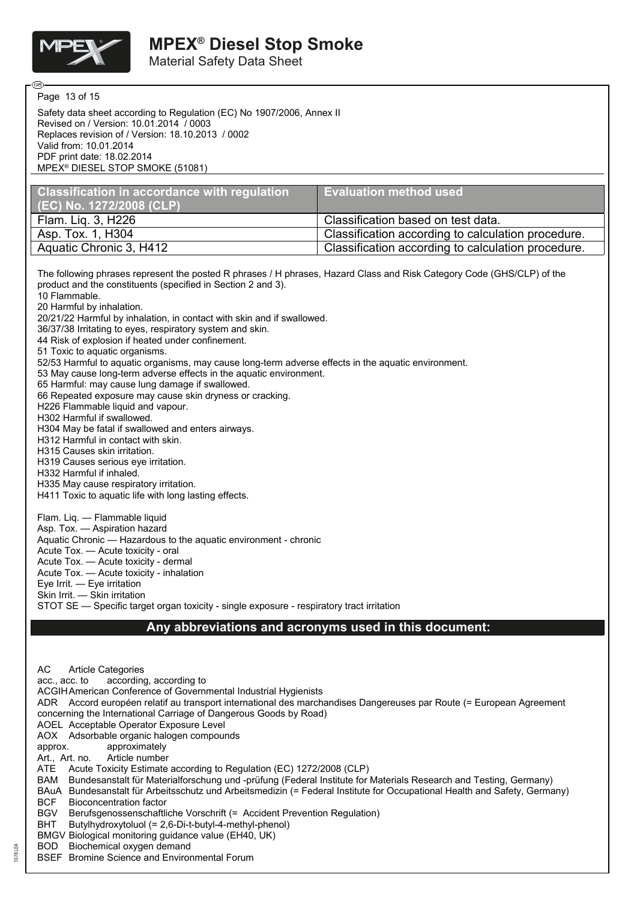Safety data sheet according to Regulation (EC) No 1907/2006, Annex II
Revised on / Version: 10.01.2014 / 0003
Replaces revision of / Version: 18.10.2013 / 0002
Valid from: 10.01.2014
PDF print date: 18.02.2014
MPEX® DIESEL STOP SMOKE (51081)

| Classification in accordance with regulation (EC) No. 1272/2008 (CLP) | Evaluation method used |
|---|---|
| Flam. Liq. 3, H226 | Classification based on test data. |
| Asp. Tox. 1, H304 | Classification according to calculation procedure. |
| Aquatic Chronic 3, H412 | Classification according to calculation procedure. |

The following phrases represent the posted R phrases / H phrases, Hazard Class and Risk Category Code (GHS/CLP) of the product and the constituents (specified in Section 2 and 3).

10 Flammable.
20 Harmful by inhalation.
20/21/22 Harmful by inhalation, in contact with skin and if swallowed.
36/37/38 Irritating to eyes, respiratory system and skin.
44 Risk of explosion if heated under confinement.
51 Toxic to aquatic organisms.
52/53 Harmful to aquatic organisms, may cause long-term adverse effects in the aquatic environment.
53 May cause long-term adverse effects in the aquatic environment.
65 Harmful: may cause lung damage if swallowed.
66 Repeated exposure may cause skin dryness or cracking.
H226 Flammable liquid and vapour.
H302 Harmful if swallowed.
H304 May be fatal if swallowed and enters airways.
H312 Harmful in contact with skin.
H315 Causes skin irritation.
H319 Causes serious eye irritation.
H332 Harmful if inhaled.
H335 May cause respiratory irritation.
H411 Toxic to aquatic life with long lasting effects.

Flam. Liq. — Flammable liquid
Asp. Tox. — Aspiration hazard
Aquatic Chronic — Hazardous to the aquatic environment - chronic
Acute Tox. — Acute toxicity - oral
Acute Tox. — Acute toxicity - dermal
Acute Tox. — Acute toxicity - inhalation
Eye Irrit. — Eye irritation
Skin Irrit. — Skin irritation
STOT SE — Specific target organ toxicity - single exposure - respiratory tract irritation

## Any abbreviations and acronyms used in this document:

AC Article Categories
acc., acc. to according, according to
ACGIH American Conference of Governmental Industrial Hygienists
ADR Accord européen relatif au transport international des marchandises Dangereuses par Route (= European Agreement concerning the International Carriage of Dangerous Goods by Road)
AOEL Acceptable Operator Exposure Level
AOX Adsorbable organic halogen compounds
approx. approximately
Art., Art. no. Article number
ATE Acute Toxicity Estimate according to Regulation (EC) 1272/2008 (CLP)
BAM Bundesanstalt für Materialforschung und -prüfung (Federal Institute for Materials Research and Testing, Germany)
BAuA Bundesanstalt für Arbeitsschutz und Arbeitsmedizin (= Federal Institute for Occupational Health and Safety, Germany)
BCF Bioconcentration factor
BGV Berufsgenossenschaftliche Vorschrift (= Accident Prevention Regulation)
BHT Butylhydroxytoluol (= 2,6-Di-t-butyl-4-methyl-phenol)
BMGV Biological monitoring guidance value (EH40, UK)
BOD Biochemical oxygen demand
BSEF Bromine Science and Environmental Forum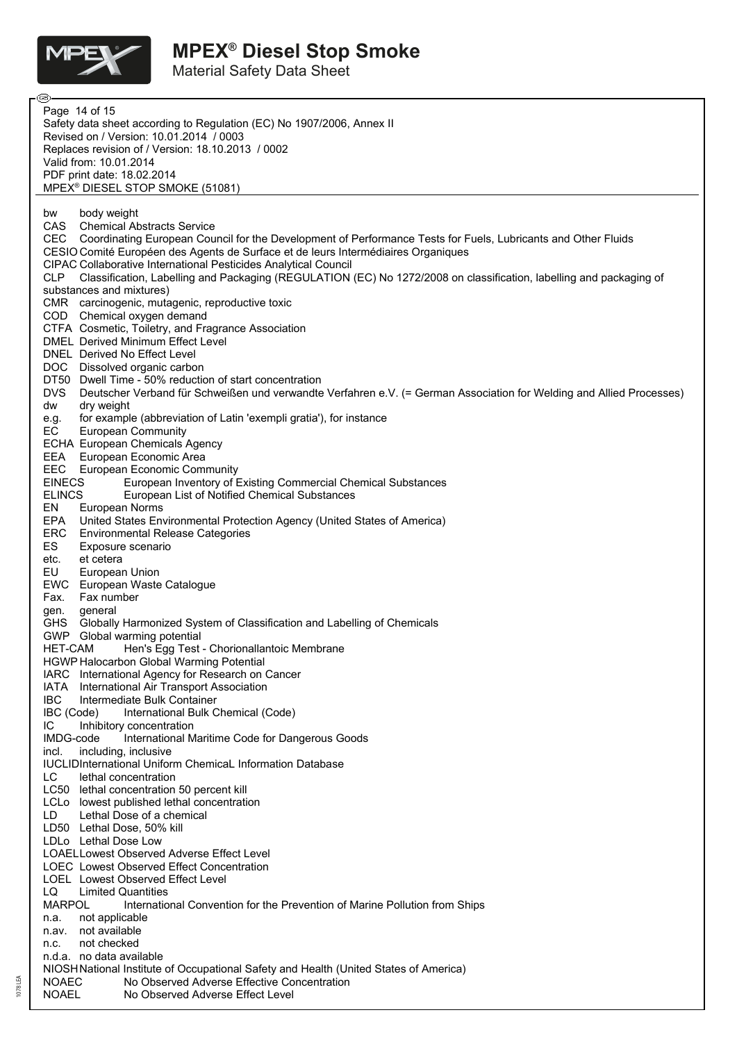bw body weight
CAS Chemical Abstracts Service
CEC Coordinating European Council for the Development of Performance Tests for Fuels, Lubricants and Other Fluids
CESIO Comité Européen des Agents de Surface et de leurs Intermédiaires Organiques
CIPAC Collaborative International Pesticides Analytical Council
CLP Classification, Labelling and Packaging (REGULATION (EC) No 1272/2008 on classification, labelling and packaging of substances and mixtures)
CMR carcinogenic, mutagenic, reproductive toxic
COD Chemical oxygen demand
CTFA Cosmetic, Toiletry, and Fragrance Association
DMEL Derived Minimum Effect Level
DNEL Derived No Effect Level
DOC Dissolved organic carbon
DT50 Dwell Time - 50% reduction of start concentration
DVS Deutscher Verband für Schweißen und verwandte Verfahren e.V. (= German Association for Welding and Allied Processes)
dw dry weight
e.g. for example (abbreviation of Latin 'exempli gratia'), for instance
EC European Community
ECHA European Chemicals Agency
EEA European Economic Area
EEC European Economic Community
EINECS European Inventory of Existing Commercial Chemical Substances
ELINCS European List of Notified Chemical Substances
EN European Norms
EPA United States Environmental Protection Agency (United States of America)
ERC Environmental Release Categories
ES Exposure scenario
etc. et cetera
EU European Union
EWC European Waste Catalogue
Fax. Fax number
gen. general
GHS Globally Harmonized System of Classification and Labelling of Chemicals
GWP Global warming potential
HET-CAM Hen's Egg Test - Chorionallantoic Membrane
HGWP Halocarbon Global Warming Potential
IARC International Agency for Research on Cancer
IATA International Air Transport Association
IBC Intermediate Bulk Container
IBC (Code) International Bulk Chemical (Code)
IC Inhibitory concentration
IMDG-code International Maritime Code for Dangerous Goods
incl. including, inclusive
IUCLID International Uniform ChemicaL Information Database
LC lethal concentration
LC50 lethal concentration 50 percent kill
LCLo lowest published lethal concentration
LD Lethal Dose of a chemical
LD50 Lethal Dose, 50% kill
LDLo Lethal Dose Low
LOAEL Lowest Observed Adverse Effect Level
LOEC Lowest Observed Effect Concentration
LOEL Lowest Observed Effect Level
LQ Limited Quantities
MARPOL International Convention for the Prevention of Marine Pollution from Ships
n.a. not applicable
n.av. not available
n.c. not checked
n.d.a. no data available
NIOSH National Institute of Occupational Safety and Health (United States of America)
NOAEC No Observed Adverse Effective Concentration
NOAEL No Observed Adverse Effect Level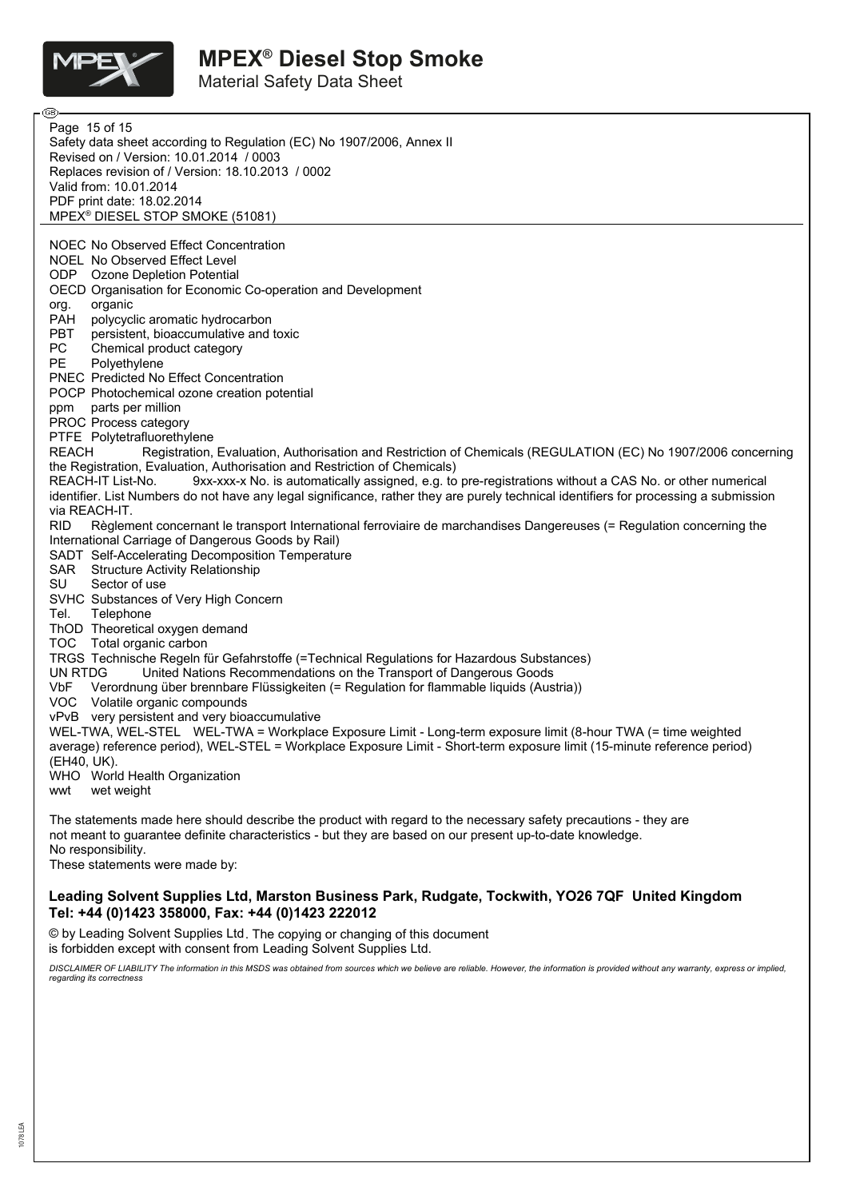NOEC No Observed Effect Concentration
NOEL No Observed Effect Level
ODP Ozone Depletion Potential
OECD Organisation for Economic Co-operation and Development
org. organic
PAH polycyclic aromatic hydrocarbon
PBT persistent, bioaccumulative and toxic
PC Chemical product category
PE Polyethylene
PNEC Predicted No Effect Concentration
POCP Photochemical ozone creation potential
ppm parts per million
PROC Process category
PTFE Polytetrafluorethylene
REACH Registration, Evaluation, Authorisation and Restriction of Chemicals (REGULATION (EC) No 1907/2006 concerning the Registration, Evaluation, Authorisation and Restriction of Chemicals)
REACH-IT List-No. 9xx-xxx-x No. is automatically assigned, e.g. to pre-registrations without a CAS No. or other numerical identifier. List Numbers do not have any legal significance, rather they are purely technical identifiers for processing a submission via REACH-IT.
RID Règlement concernant le transport International ferroviaire de marchandises Dangereuses (= Regulation concerning the International Carriage of Dangerous Goods by Rail)
SADT Self-Accelerating Decomposition Temperature
SAR Structure Activity Relationship
SU Sector of use
SVHC Substances of Very High Concern
Tel. Telephone
ThOD Theoretical oxygen demand
TOC Total organic carbon
TRGS Technische Regeln für Gefahrstoffe (=Technical Regulations for Hazardous Substances)
UN RTDG United Nations Recommendations on the Transport of Dangerous Goods
VbF Verordnung über brennbare Flüssigkeiten (= Regulation for flammable liquids (Austria))
VOC Volatile organic compounds
vPvB very persistent and very bioaccumulative
WEL-TWA, WEL-STEL WEL-TWA = Workplace Exposure Limit - Long-term exposure limit (8-hour TWA (= time weighted average) reference period), WEL-STEL = Workplace Exposure Limit - Short-term exposure limit (15-minute reference period) (EH40, UK).
WHO World Health Organization
wwt wet weight

The statements made here should describe the product with regard to the necessary safety precautions - they are not meant to guarantee definite characteristics - but they are based on our present up-to-date knowledge.
No responsibility.
These statements were made by:

**Leading Solvent Supplies Ltd, Marston Business Park, Rudgate, Tockwith, YO26 7QF United Kingdom**
**Tel: +44 (0)1423 358000, Fax: +44 (0)1423 222012**

© by Leading Solvent Supplies Ltd. The copying or changing of this document is forbidden except with consent from Leading Solvent Supplies Ltd.

*DISCLAIMER OF LIABILITY The information in this MSDS was obtained from sources which we believe are reliable. However, the information is provided without any warranty, express or implied, regarding its correctness*